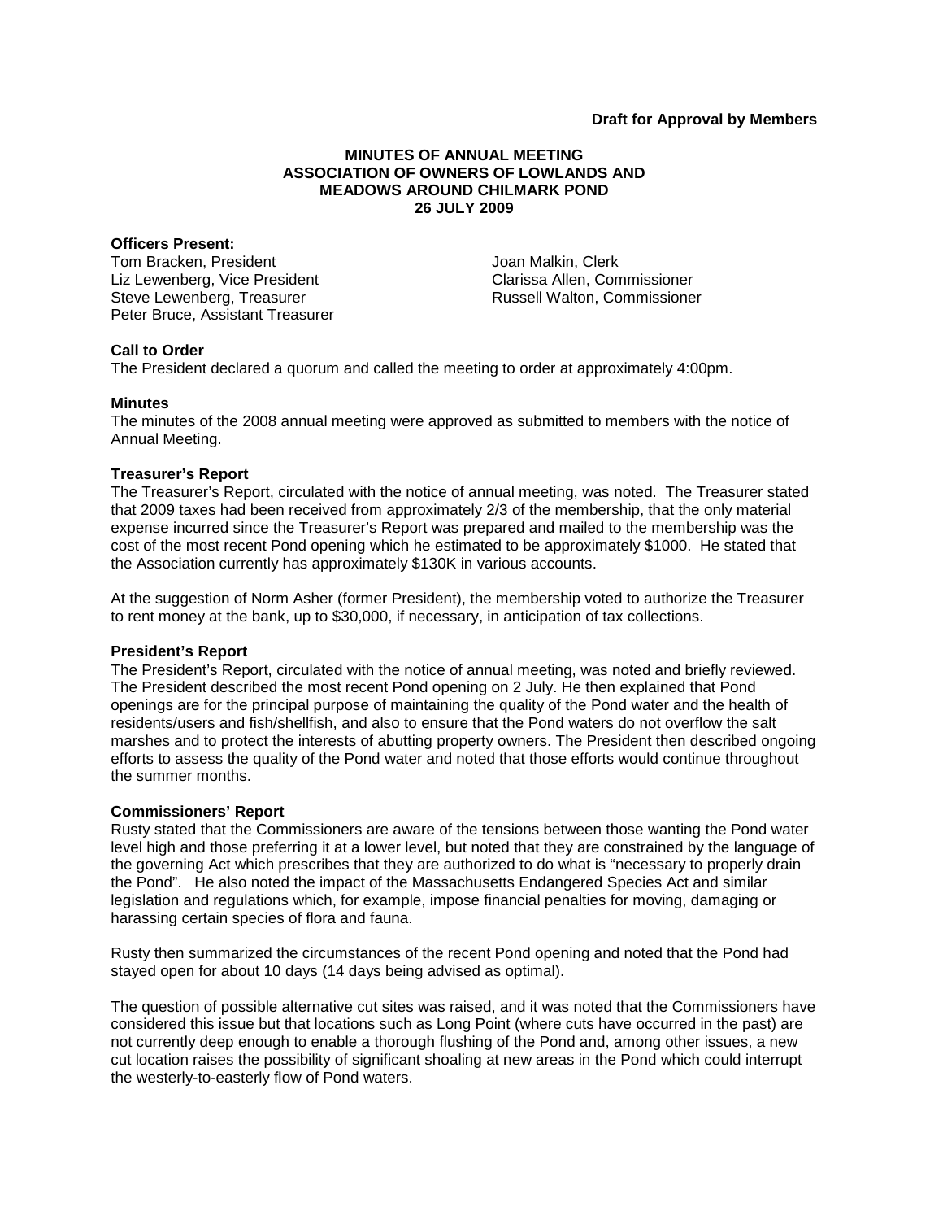**Draft for Approval by Members**

# MINUTES OF ANNUAL MEETING
# ASSOCIATION OF OWNERS OF LOWLANDS AND MEADOWS AROUND CHILMARK POND
# 26 JULY 2009

**Officers Present:**

Tom Bracken, President
Liz Lewenberg, Vice President
Steve Lewenberg, Treasurer
Peter Bruce, Assistant Treasurer
Joan Malkin, Clerk
Clarissa Allen, Commissioner
Russell Walton, Commissioner

**Call to Order**

The President declared a quorum and called the meeting to order at approximately 4:00pm.

**Minutes**

The minutes of the 2008 annual meeting were approved as submitted to members with the notice of Annual Meeting.

**Treasurer's Report**

The Treasurer's Report, circulated with the notice of annual meeting, was noted. The Treasurer stated that 2009 taxes had been received from approximately 2/3 of the membership, that the only material expense incurred since the Treasurer's Report was prepared and mailed to the membership was the cost of the most recent Pond opening which he estimated to be approximately $1000. He stated that the Association currently has approximately $130K in various accounts.

At the suggestion of Norm Asher (former President), the membership voted to authorize the Treasurer to rent money at the bank, up to $30,000, if necessary, in anticipation of tax collections.

**President's Report**

The President's Report, circulated with the notice of annual meeting, was noted and briefly reviewed. The President described the most recent Pond opening on 2 July. He then explained that Pond openings are for the principal purpose of maintaining the quality of the Pond water and the health of residents/users and fish/shellfish, and also to ensure that the Pond waters do not overflow the salt marshes and to protect the interests of abutting property owners. The President then described ongoing efforts to assess the quality of the Pond water and noted that those efforts would continue throughout the summer months.

**Commissioners' Report**

Rusty stated that the Commissioners are aware of the tensions between those wanting the Pond water level high and those preferring it at a lower level, but noted that they are constrained by the language of the governing Act which prescribes that they are authorized to do what is "necessary to properly drain the Pond". He also noted the impact of the Massachusetts Endangered Species Act and similar legislation and regulations which, for example, impose financial penalties for moving, damaging or harassing certain species of flora and fauna.

Rusty then summarized the circumstances of the recent Pond opening and noted that the Pond had stayed open for about 10 days (14 days being advised as optimal).

The question of possible alternative cut sites was raised, and it was noted that the Commissioners have considered this issue but that locations such as Long Point (where cuts have occurred in the past) are not currently deep enough to enable a thorough flushing of the Pond and, among other issues, a new cut location raises the possibility of significant shoaling at new areas in the Pond which could interrupt the westerly-to-easterly flow of Pond waters.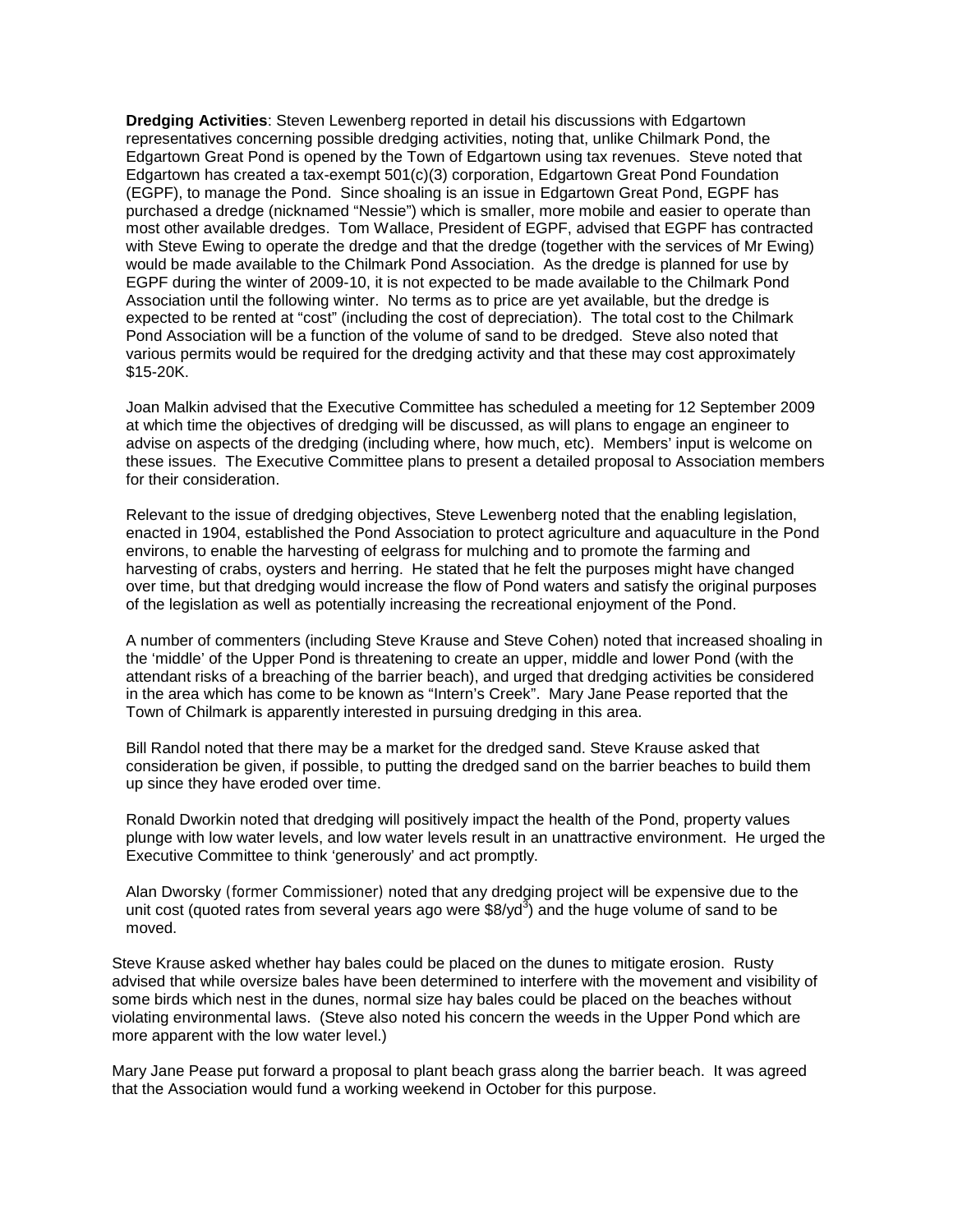**Dredging Activities**: Steven Lewenberg reported in detail his discussions with Edgartown representatives concerning possible dredging activities, noting that, unlike Chilmark Pond, the Edgartown Great Pond is opened by the Town of Edgartown using tax revenues. Steve noted that Edgartown has created a tax-exempt 501(c)(3) corporation, Edgartown Great Pond Foundation (EGPF), to manage the Pond. Since shoaling is an issue in Edgartown Great Pond, EGPF has purchased a dredge (nicknamed "Nessie") which is smaller, more mobile and easier to operate than most other available dredges. Tom Wallace, President of EGPF, advised that EGPF has contracted with Steve Ewing to operate the dredge and that the dredge (together with the services of Mr Ewing) would be made available to the Chilmark Pond Association. As the dredge is planned for use by EGPF during the winter of 2009-10, it is not expected to be made available to the Chilmark Pond Association until the following winter. No terms as to price are yet available, but the dredge is expected to be rented at "cost" (including the cost of depreciation). The total cost to the Chilmark Pond Association will be a function of the volume of sand to be dredged. Steve also noted that various permits would be required for the dredging activity and that these may cost approximately $15-20K.

Joan Malkin advised that the Executive Committee has scheduled a meeting for 12 September 2009 at which time the objectives of dredging will be discussed, as will plans to engage an engineer to advise on aspects of the dredging (including where, how much, etc). Members' input is welcome on these issues. The Executive Committee plans to present a detailed proposal to Association members for their consideration.

Relevant to the issue of dredging objectives, Steve Lewenberg noted that the enabling legislation, enacted in 1904, established the Pond Association to protect agriculture and aquaculture in the Pond environs, to enable the harvesting of eelgrass for mulching and to promote the farming and harvesting of crabs, oysters and herring. He stated that he felt the purposes might have changed over time, but that dredging would increase the flow of Pond waters and satisfy the original purposes of the legislation as well as potentially increasing the recreational enjoyment of the Pond.

A number of commenters (including Steve Krause and Steve Cohen) noted that increased shoaling in the 'middle' of the Upper Pond is threatening to create an upper, middle and lower Pond (with the attendant risks of a breaching of the barrier beach), and urged that dredging activities be considered in the area which has come to be known as "Intern's Creek". Mary Jane Pease reported that the Town of Chilmark is apparently interested in pursuing dredging in this area.

Bill Randol noted that there may be a market for the dredged sand. Steve Krause asked that consideration be given, if possible, to putting the dredged sand on the barrier beaches to build them up since they have eroded over time.

Ronald Dworkin noted that dredging will positively impact the health of the Pond, property values plunge with low water levels, and low water levels result in an unattractive environment. He urged the Executive Committee to think 'generously' and act promptly.

Alan Dworsky (former Commissioner) noted that any dredging project will be expensive due to the unit cost (quoted rates from several years ago were $8/yd$^3$) and the huge volume of sand to be moved.

Steve Krause asked whether hay bales could be placed on the dunes to mitigate erosion. Rusty advised that while oversize bales have been determined to interfere with the movement and visibility of some birds which nest in the dunes, normal size hay bales could be placed on the beaches without violating environmental laws. (Steve also noted his concern the weeds in the Upper Pond which are more apparent with the low water level.)

Mary Jane Pease put forward a proposal to plant beach grass along the barrier beach. It was agreed that the Association would fund a working weekend in October for this purpose.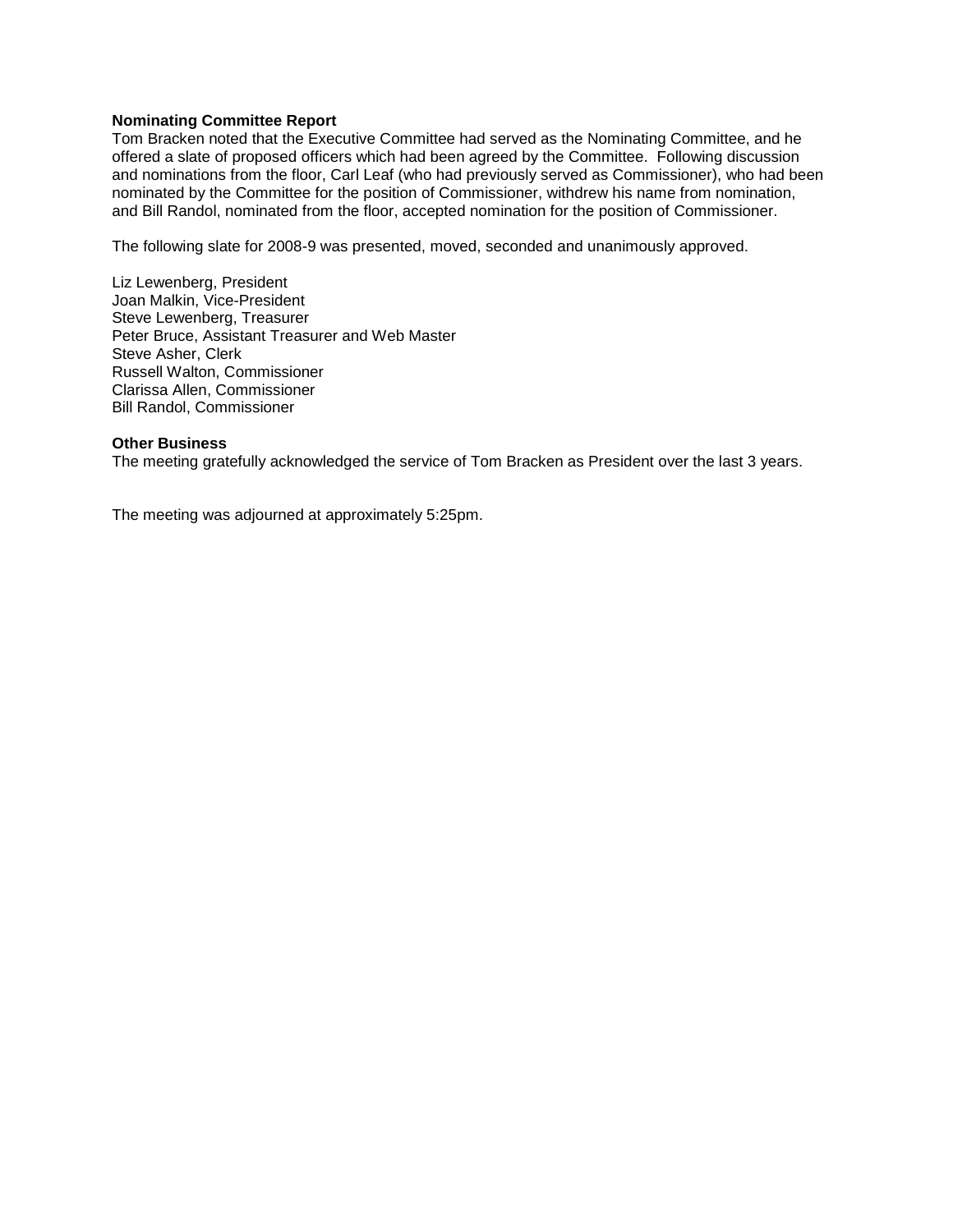**Nominating Committee Report**

Tom Bracken noted that the Executive Committee had served as the Nominating Committee, and he offered a slate of proposed officers which had been agreed by the Committee. Following discussion and nominations from the floor, Carl Leaf (who had previously served as Commissioner), who had been nominated by the Committee for the position of Commissioner, withdrew his name from nomination, and Bill Randol, nominated from the floor, accepted nomination for the position of Commissioner.

The following slate for 2008-9 was presented, moved, seconded and unanimously approved.

Liz Lewenberg, President
Joan Malkin, Vice-President
Steve Lewenberg, Treasurer
Peter Bruce, Assistant Treasurer and Web Master
Steve Asher, Clerk
Russell Walton, Commissioner
Clarissa Allen, Commissioner
Bill Randol, Commissioner

**Other Business**

The meeting gratefully acknowledged the service of Tom Bracken as President over the last 3 years.

The meeting was adjourned at approximately 5:25pm.